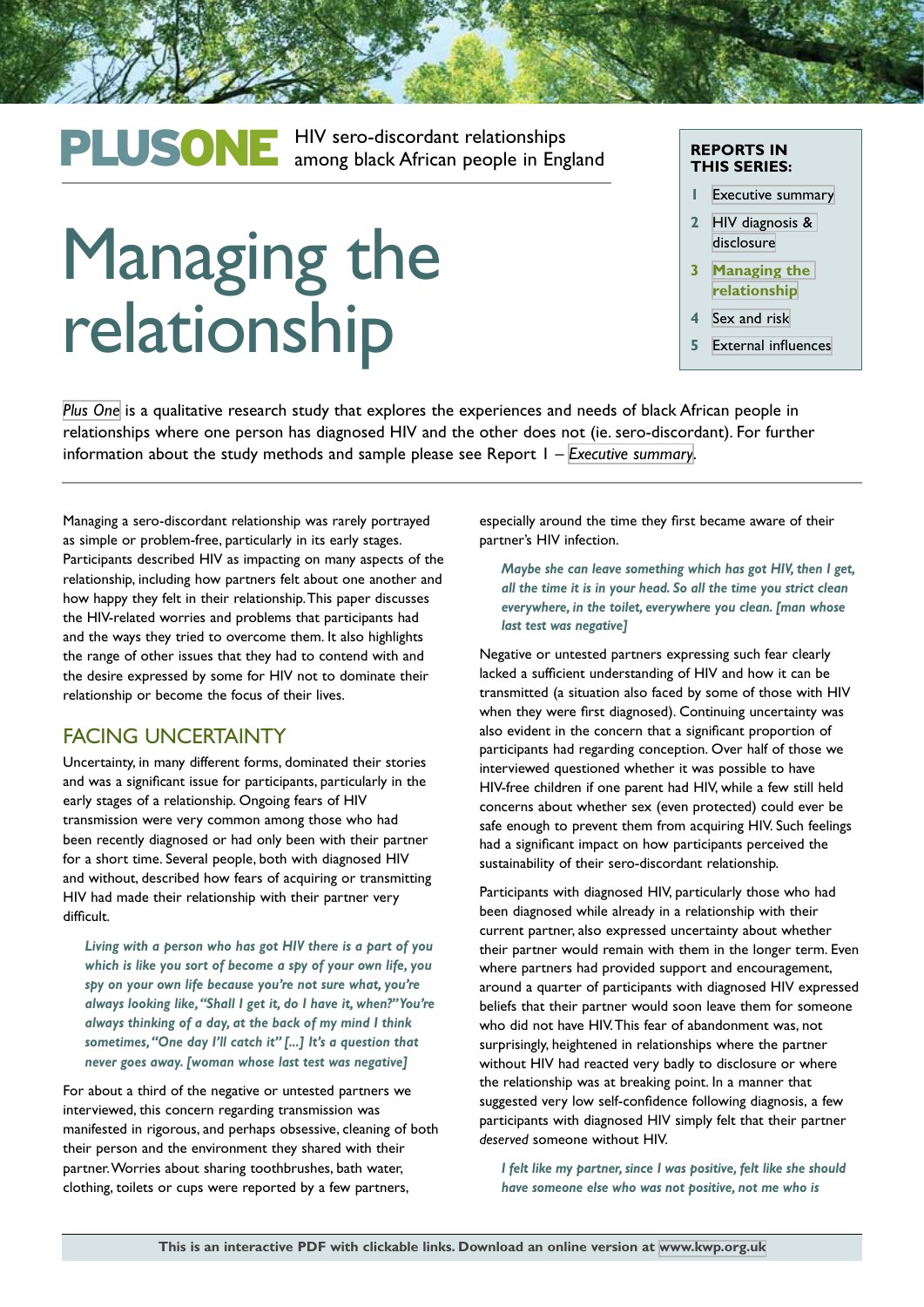**PLUSONE** HIV sero-discordant relationships among black African people in England

# Managing the relationship

**REPORTS IN THIS SERIES:**

1. Executive summary
2. HIV diagnosis & disclosure
3. **Managing the relationship**
4. Sex and risk
5. External influences

*Plus One* is a qualitative research study that explores the experiences and needs of black African people in relationships where one person has diagnosed HIV and the other does not (ie. sero-discordant). For further information about the study methods and sample please see Report 1 – *Executive summary*.

Managing a sero-discordant relationship was rarely portrayed as simple or problem-free, particularly in its early stages. Participants described HIV as impacting on many aspects of the relationship, including how partners felt about one another and how happy they felt in their relationship. This paper discusses the HIV-related worries and problems that participants had and the ways they tried to overcome them. It also highlights the range of other issues that they had to contend with and the desire expressed by some for HIV not to dominate their relationship or become the focus of their lives.

## FACING UNCERTAINTY

Uncertainty, in many different forms, dominated their stories and was a significant issue for participants, particularly in the early stages of a relationship. Ongoing fears of HIV transmission were very common among those who had been recently diagnosed or had only been with their partner for a short time. Several people, both with diagnosed HIV and without, described how fears of acquiring or transmitting HIV had made their relationship with their partner very difficult.

> ***Living with a person who has got HIV there is a part of you which is like you sort of become a spy of your own life, you spy on your own life because you're not sure what, you're always looking like, "Shall I get it, do I have it, when?" You're always thinking of a day, at the back of my mind I think sometimes, "One day I'll catch it" [...] It's a question that never goes away. [woman whose last test was negative]***

For about a third of the negative or untested partners we interviewed, this concern regarding transmission was manifested in rigorous, and perhaps obsessive, cleaning of both their person and the environment they shared with their partner. Worries about sharing toothbrushes, bath water, clothing, toilets or cups were reported by a few partners, especially around the time they first became aware of their partner's HIV infection.

> ***Maybe she can leave something which has got HIV, then I get, all the time it is in your head. So all the time you strict clean everywhere, in the toilet, everywhere you clean. [man whose last test was negative]***

Negative or untested partners expressing such fear clearly lacked a sufficient understanding of HIV and how it can be transmitted (a situation also faced by some of those with HIV when they were first diagnosed). Continuing uncertainty was also evident in the concern that a significant proportion of participants had regarding conception. Over half of those we interviewed questioned whether it was possible to have HIV-free children if one parent had HIV, while a few still held concerns about whether sex (even protected) could ever be safe enough to prevent them from acquiring HIV. Such feelings had a significant impact on how participants perceived the sustainability of their sero-discordant relationship.

Participants with diagnosed HIV, particularly those who had been diagnosed while already in a relationship with their current partner, also expressed uncertainty about whether their partner would remain with them in the longer term. Even where partners had provided support and encouragement, around a quarter of participants with diagnosed HIV expressed beliefs that their partner would soon leave them for someone who did not have HIV. This fear of abandonment was, not surprisingly, heightened in relationships where the partner without HIV had reacted very badly to disclosure or where the relationship was at breaking point. In a manner that suggested very low self-confidence following diagnosis, a few participants with diagnosed HIV simply felt that their partner *deserved* someone without HIV.

> ***I felt like my partner, since I was positive, felt like she should have someone else who was not positive, not me who is***

**This is an interactive PDF with clickable links. Download an online version at www.kwp.org.uk**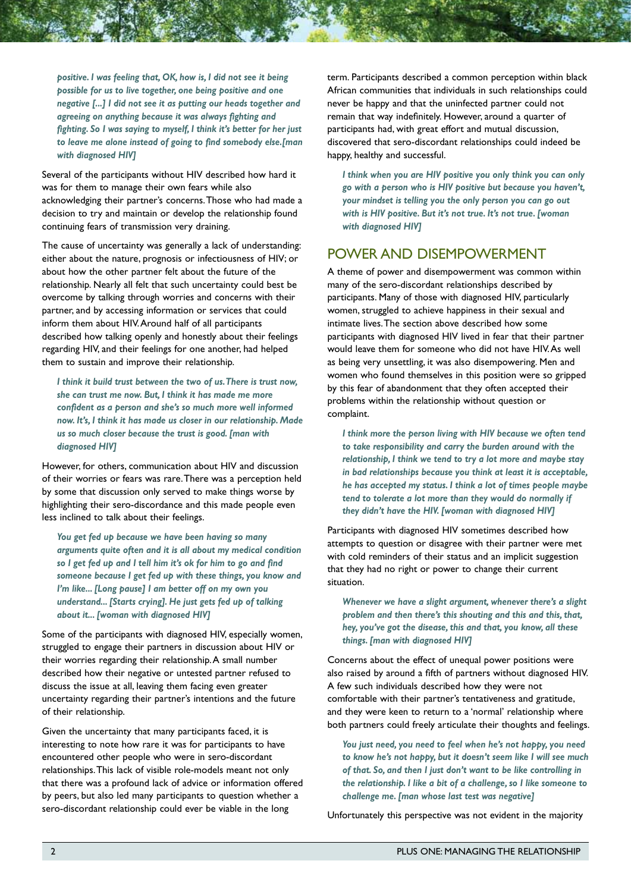*positive. I was feeling that, OK, how is, I did not see it being possible for us to live together, one being positive and one negative [...] I did not see it as putting our heads together and agreeing on anything because it was always fighting and fighting. So I was saying to myself, I think it's better for her just to leave me alone instead of going to find somebody else.[man with diagnosed HIV]*

Several of the participants without HIV described how hard it was for them to manage their own fears while also acknowledging their partner's concerns. Those who had made a decision to try and maintain or develop the relationship found continuing fears of transmission very draining.

The cause of uncertainty was generally a lack of understanding: either about the nature, prognosis or infectiousness of HIV; or about how the other partner felt about the future of the relationship. Nearly all felt that such uncertainty could best be overcome by talking through worries and concerns with their partner, and by accessing information or services that could inform them about HIV. Around half of all participants described how talking openly and honestly about their feelings regarding HIV, and their feelings for one another, had helped them to sustain and improve their relationship.

*I think it build trust between the two of us. There is trust now, she can trust me now. But, I think it has made me more confident as a person and she's so much more well informed now. It's, I think it has made us closer in our relationship. Made us so much closer because the trust is good. [man with diagnosed HIV]*

However, for others, communication about HIV and discussion of their worries or fears was rare. There was a perception held by some that discussion only served to make things worse by highlighting their sero-discordance and this made people even less inclined to talk about their feelings.

*You get fed up because we have been having so many arguments quite often and it is all about my medical condition so I get fed up and I tell him it's ok for him to go and find someone because I get fed up with these things, you know and I'm like... [Long pause] I am better off on my own you understand... [Starts crying]. He just gets fed up of talking about it... [woman with diagnosed HIV]*

Some of the participants with diagnosed HIV, especially women, struggled to engage their partners in discussion about HIV or their worries regarding their relationship. A small number described how their negative or untested partner refused to discuss the issue at all, leaving them facing even greater uncertainty regarding their partner's intentions and the future of their relationship.

Given the uncertainty that many participants faced, it is interesting to note how rare it was for participants to have encountered other people who were in sero-discordant relationships. This lack of visible role-models meant not only that there was a profound lack of advice or information offered by peers, but also led many participants to question whether a sero-discordant relationship could ever be viable in the long term. Participants described a common perception within black African communities that individuals in such relationships could never be happy and that the uninfected partner could not remain that way indefinitely. However, around a quarter of participants had, with great effort and mutual discussion, discovered that sero-discordant relationships could indeed be happy, healthy and successful.

*I think when you are HIV positive you only think you can only go with a person who is HIV positive but because you haven't, your mindset is telling you the only person you can go out with is HIV positive. But it's not true. It's not true. [woman with diagnosed HIV]*

## POWER AND DISEMPOWERMENT

A theme of power and disempowerment was common within many of the sero-discordant relationships described by participants. Many of those with diagnosed HIV, particularly women, struggled to achieve happiness in their sexual and intimate lives. The section above described how some participants with diagnosed HIV lived in fear that their partner would leave them for someone who did not have HIV. As well as being very unsettling, it was also disempowering. Men and women who found themselves in this position were so gripped by this fear of abandonment that they often accepted their problems within the relationship without question or complaint.

*I think more the person living with HIV because we often tend to take responsibility and carry the burden around with the relationship, I think we tend to try a lot more and maybe stay in bad relationships because you think at least it is acceptable, he has accepted my status. I think a lot of times people maybe tend to tolerate a lot more than they would do normally if they didn't have the HIV. [woman with diagnosed HIV]*

Participants with diagnosed HIV sometimes described how attempts to question or disagree with their partner were met with cold reminders of their status and an implicit suggestion that they had no right or power to change their current situation.

*Whenever we have a slight argument, whenever there's a slight problem and then there's this shouting and this and this, that, hey, you've got the disease, this and that, you know, all these things. [man with diagnosed HIV]*

Concerns about the effect of unequal power positions were also raised by around a fifth of partners without diagnosed HIV. A few such individuals described how they were not comfortable with their partner's tentativeness and gratitude, and they were keen to return to a 'normal' relationship where both partners could freely articulate their thoughts and feelings.

*You just need, you need to feel when he's not happy, you need to know he's not happy, but it doesn't seem like I will see much of that. So, and then I just don't want to be like controlling in the relationship. I like a bit of a challenge, so I like someone to challenge me. [man whose last test was negative]*

Unfortunately this perspective was not evident in the majority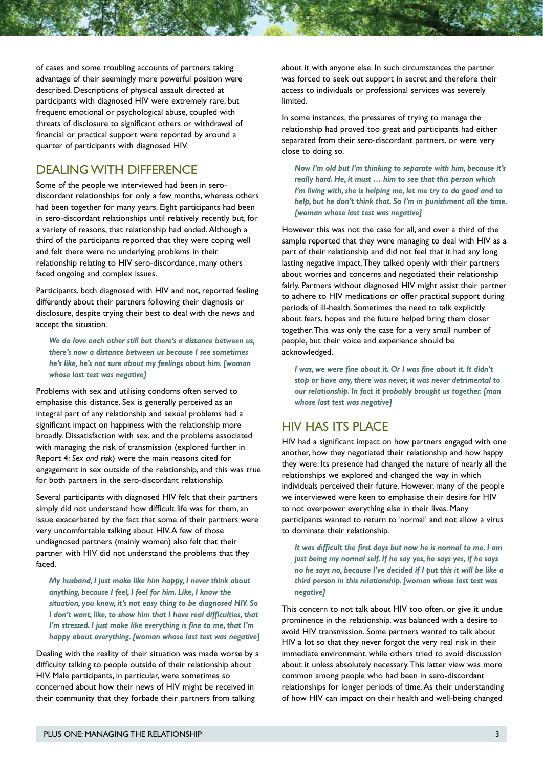of cases and some troubling accounts of partners taking advantage of their seemingly more powerful position were described. Descriptions of physical assault directed at participants with diagnosed HIV were extremely rare, but frequent emotional or psychological abuse, coupled with threats of disclosure to significant others or withdrawal of financial or practical support were reported by around a quarter of participants with diagnosed HIV.

## DEALING WITH DIFFERENCE

Some of the people we interviewed had been in sero-discordant relationships for only a few months, whereas others had been together for many years. Eight participants had been in sero-discordant relationships until relatively recently but, for a variety of reasons, that relationship had ended. Although a third of the participants reported that they were coping well and felt there were no underlying problems in their relationship relating to HIV sero-discordance, many others faced ongoing and complex issues.

Participants, both diagnosed with HIV and not, reported feeling differently about their partners following their diagnosis or disclosure, despite trying their best to deal with the news and accept the situation.

> ***We do love each other still but there's a distance between us, there's now a distance between us because I see sometimes he's like, he's not sure about my feelings about him. [woman whose last test was negative]***

Problems with sex and utilising condoms often served to emphasise this distance. Sex is generally perceived as an integral part of any relationship and sexual problems had a significant impact on happiness with the relationship more broadly. Dissatisfaction with sex, and the problems associated with managing the risk of transmission (explored further in Report 4: *Sex and risk*) were the main reasons cited for engagement in sex outside of the relationship, and this was true for both partners in the sero-discordant relationship.

Several participants with diagnosed HIV felt that their partners simply did not understand how difficult life was for them, an issue exacerbated by the fact that some of their partners were very uncomfortable talking about HIV. A few of those undiagnosed partners (mainly women) also felt that their partner with HIV did not understand the problems that *they* faced.

> ***My husband, I just make like him happy, I never think about anything, because I feel, I feel for him. Like, I know the situation, you know, it's not easy thing to be diagnosed HIV. So I don't want, like, to show him that I have real difficulties, that I'm stressed. I just make like everything is fine to me, that I'm happy about everything. [woman whose last test was negative]***

Dealing with the reality of their situation was made worse by a difficulty talking to people outside of their relationship about HIV. Male participants, in particular, were sometimes so concerned about how their news of HIV might be received in their community that they forbade their partners from talking about it with anyone else. In such circumstances the partner was forced to seek out support in secret and therefore their access to individuals or professional services was severely limited.

In some instances, the pressures of trying to manage the relationship had proved too great and participants had either separated from their sero-discordant partners, or were very close to doing so.

> ***Now I'm old but I'm thinking to separate with him, because it's really hard. He, it must … him to see that this person which I'm living with, she is helping me, let me try to do good and to help, but he don't think that. So I'm in punishment all the time. [woman whose last test was negative]***

However this was not the case for all, and over a third of the sample reported that they were managing to deal with HIV as a part of their relationship and did not feel that it had any long lasting negative impact. They talked openly with their partners about worries and concerns and negotiated their relationship fairly. Partners without diagnosed HIV might assist their partner to adhere to HIV medications or offer practical support during periods of ill-health. Sometimes the need to talk explicitly about fears, hopes and the future helped bring them closer together. This was only the case for a very small number of people, but their voice and experience should be acknowledged.

> ***I was, we were fine about it. Or I was fine about it. It didn't stop or have any, there was never, it was never detrimental to our relationship. In fact it probably brought us together. [man whose last test was negative]***

## HIV HAS ITS PLACE

HIV had a significant impact on how partners engaged with one another, how they negotiated their relationship and how happy they were. Its presence had changed the nature of nearly all the relationships we explored and changed the way in which individuals perceived their future. However, many of the people we interviewed were keen to emphasise their desire for HIV to not overpower everything else in their lives. Many participants wanted to return to 'normal' and not allow a virus to dominate their relationship.

> ***It was difficult the first days but now he is normal to me. I am just being my normal self. If he say yes, he says yes, if he says no he says no, because I've decided if I put this it will be like a third person in this relationship. [woman whose last test was negative]***

This concern to not talk about HIV too often, or give it undue prominence in the relationship, was balanced with a desire to avoid HIV transmission. Some partners wanted to talk about HIV a lot so that they never forgot the very real risk in their immediate environment, while others tried to avoid discussion about it unless absolutely necessary. This latter view was more common among people who had been in sero-discordant relationships for longer periods of time. As their understanding of how HIV can impact on their health and well-being changed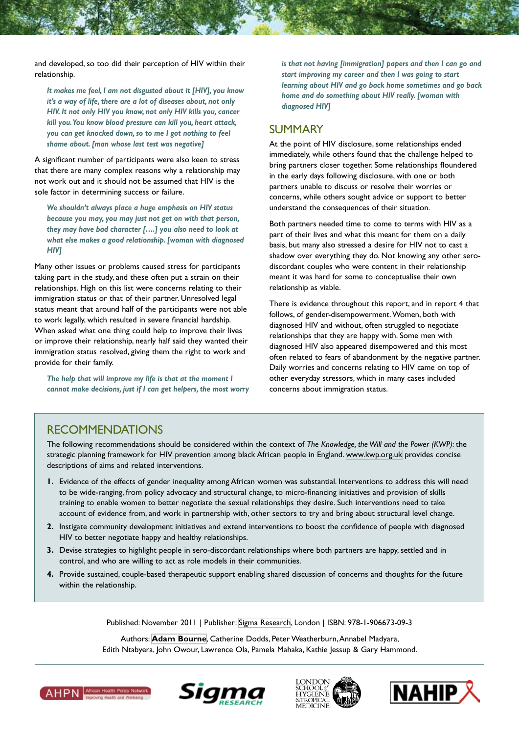and developed, so too did their perception of HIV within their relationship.

> *It makes me feel, I am not disgusted about it [HIV], you know it's a way of life, there are a lot of diseases about, not only HIV. It not only HIV you know, not only HIV kills you, cancer kill you. You know blood pressure can kill you, heart attack, you can get knocked down, so to me I got nothing to feel shame about. [man whose last test was negative]*

A significant number of participants were also keen to stress that there are many complex reasons why a relationship may not work out and it should not be assumed that HIV is the sole factor in determining success or failure.

> *We shouldn't always place a huge emphasis on HIV status because you may, you may just not get on with that person, they may have bad character [….] you also need to look at what else makes a good relationship. [woman with diagnosed HIV]*

Many other issues or problems caused stress for participants taking part in the study, and these often put a strain on their relationships. High on this list were concerns relating to their immigration status or that of their partner. Unresolved legal status meant that around half of the participants were not able to work legally, which resulted in severe financial hardship. When asked what one thing could help to improve their lives or improve their relationship, nearly half said they wanted their immigration status resolved, giving them the right to work and provide for their family.

> *The help that will improve my life is that at the moment I cannot make decisions, just if I can get helpers, the most worry is that not having [immigration] papers and then I can go and start improving my career and then I was going to start learning about HIV and go back home sometimes and go back home and do something about HIV really. [woman with diagnosed HIV]*

## SUMMARY

At the point of HIV disclosure, some relationships ended immediately, while others found that the challenge helped to bring partners closer together. Some relationships floundered in the early days following disclosure, with one or both partners unable to discuss or resolve their worries or concerns, while others sought advice or support to better understand the consequences of their situation.

Both partners needed time to come to terms with HIV as a part of their lives and what this meant for them on a daily basis, but many also stressed a desire for HIV not to cast a shadow over everything they do. Not knowing any other sero-discordant couples who were content in their relationship meant it was hard for some to conceptualise their own relationship as viable.

There is evidence throughout this report, and in report 4 that follows, of gender-disempowerment. Women, both with diagnosed HIV and without, often struggled to negotiate relationships that they are happy with. Some men with diagnosed HIV also appeared disempowered and this most often related to fears of abandonment by the negative partner. Daily worries and concerns relating to HIV came on top of other everyday stressors, which in many cases included concerns about immigration status.

## RECOMMENDATIONS

The following recommendations should be considered within the context of *The Knowledge, the Will and the Power (KWP)*: the strategic planning framework for HIV prevention among black African people in England. www.kwp.org.uk provides concise descriptions of aims and related interventions.

1. Evidence of the effects of gender inequality among African women was substantial. Interventions to address this will need to be wide-ranging, from policy advocacy and structural change, to micro-financing initiatives and provision of skills training to enable women to better negotiate the sexual relationships they desire. Such interventions need to take account of evidence from, and work in partnership with, other sectors to try and bring about structural level change.
2. Instigate community development initiatives and extend interventions to boost the confidence of people with diagnosed HIV to better negotiate happy and healthy relationships.
3. Devise strategies to highlight people in sero-discordant relationships where both partners are happy, settled and in control, and who are willing to act as role models in their communities.
4. Provide sustained, couple-based therapeutic support enabling shared discussion of concerns and thoughts for the future within the relationship.

Published: November 2011 | Publisher: Sigma Research, London | ISBN: 978-1-906673-09-3

Authors: **Adam Bourne**, Catherine Dodds, Peter Weatherburn, Annabel Madyara, Edith Ntabyera, John Owour, Lawrence Ola, Pamela Mahaka, Kathie Jessup & Gary Hammond.

AHPN African Health Policy Network Improving Health and Wellbeing | Sigma RESEARCH | LONDON SCHOOL of HYGIENE & TROPICAL MEDICINE | NAHIP